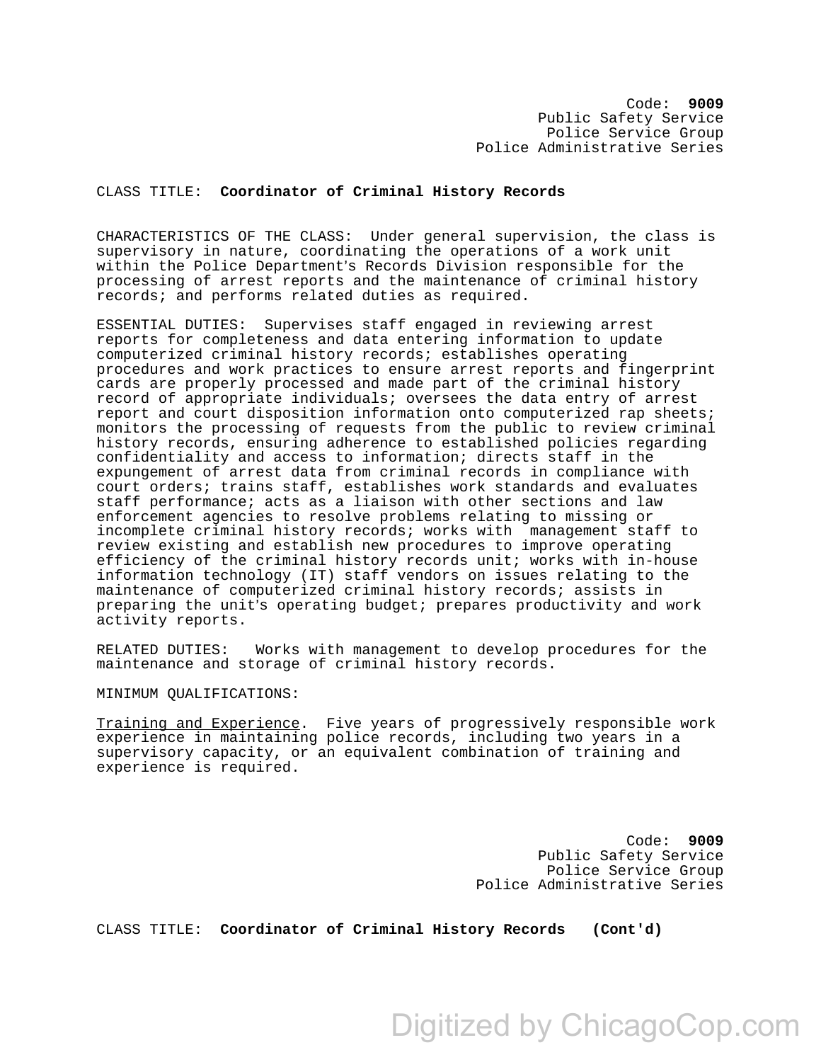Code: **9009**
Public Safety Service
Police Service Group
Police Administrative Series

CLASS TITLE: **Coordinator of Criminal History Records**

CHARACTERISTICS OF THE CLASS: Under general supervision, the class is supervisory in nature, coordinating the operations of a work unit within the Police Department's Records Division responsible for the processing of arrest reports and the maintenance of criminal history records; and performs related duties as required.

ESSENTIAL DUTIES: Supervises staff engaged in reviewing arrest reports for completeness and data entering information to update computerized criminal history records; establishes operating procedures and work practices to ensure arrest reports and fingerprint cards are properly processed and made part of the criminal history record of appropriate individuals; oversees the data entry of arrest report and court disposition information onto computerized rap sheets; monitors the processing of requests from the public to review criminal history records, ensuring adherence to established policies regarding confidentiality and access to information; directs staff in the expungement of arrest data from criminal records in compliance with court orders; trains staff, establishes work standards and evaluates staff performance; acts as a liaison with other sections and law enforcement agencies to resolve problems relating to missing or incomplete criminal history records; works with management staff to review existing and establish new procedures to improve operating efficiency of the criminal history records unit; works with in-house information technology (IT) staff vendors on issues relating to the maintenance of computerized criminal history records; assists in preparing the unit's operating budget; prepares productivity and work activity reports.

RELATED DUTIES: Works with management to develop procedures for the maintenance and storage of criminal history records.

MINIMUM QUALIFICATIONS:

Training and Experience. Five years of progressively responsible work experience in maintaining police records, including two years in a supervisory capacity, or an equivalent combination of training and experience is required.

Code: **9009**
Public Safety Service
Police Service Group
Police Administrative Series

CLASS TITLE: **Coordinator of Criminal History Records (Cont'd)**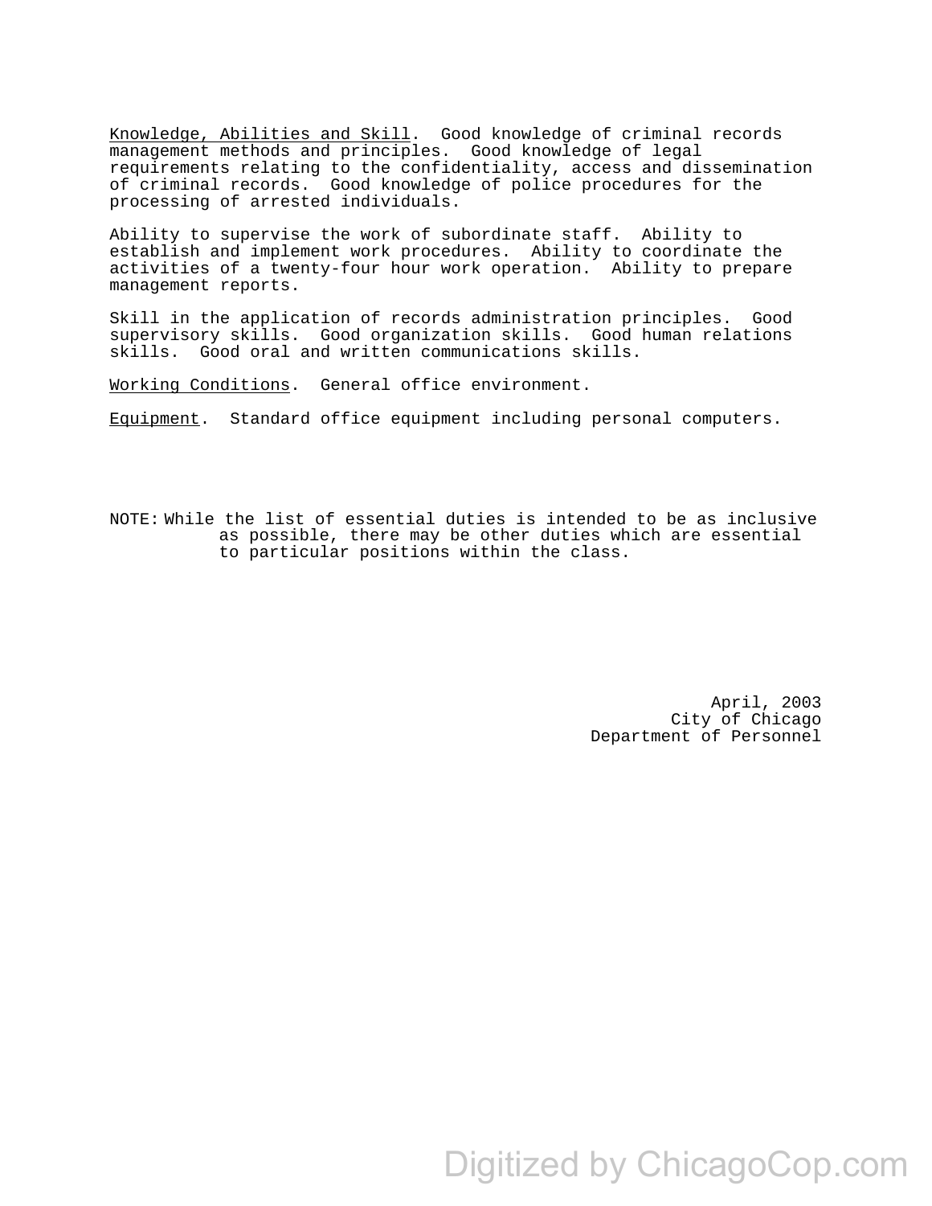<u>Knowledge, Abilities and Skill</u>. Good knowledge of criminal records management methods and principles. Good knowledge of legal requirements relating to the confidentiality, access and dissemination of criminal records. Good knowledge of police procedures for the processing of arrested individuals.

Ability to supervise the work of subordinate staff. Ability to establish and implement work procedures. Ability to coordinate the activities of a twenty-four hour work operation. Ability to prepare management reports.

Skill in the application of records administration principles. Good supervisory skills. Good organization skills. Good human relations skills. Good oral and written communications skills.

<u>Working Conditions</u>. General office environment.

<u>Equipment</u>. Standard office equipment including personal computers.

NOTE: While the list of essential duties is intended to be as inclusive as possible, there may be other duties which are essential to particular positions within the class.

April, 2003
City of Chicago
Department of Personnel

Digitized by ChicagoCop.com